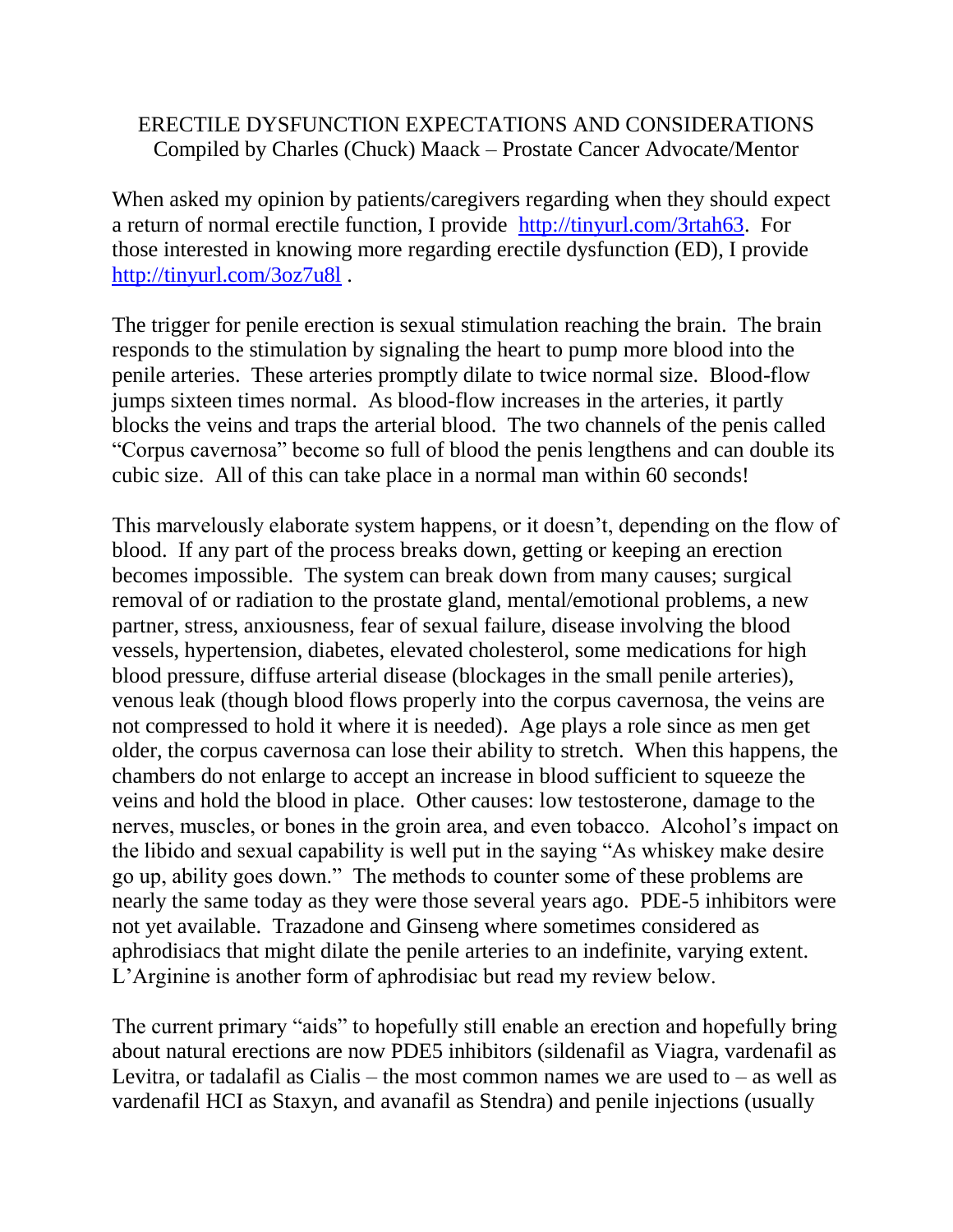ERECTILE DYSFUNCTION EXPECTATIONS AND CONSIDERATIONS
Compiled by Charles (Chuck) Maack – Prostate Cancer Advocate/Mentor

When asked my opinion by patients/caregivers regarding when they should expect a return of normal erectile function, I provide http://tinyurl.com/3rtah63. For those interested in knowing more regarding erectile dysfunction (ED), I provide http://tinyurl.com/3oz7u8l .

The trigger for penile erection is sexual stimulation reaching the brain. The brain responds to the stimulation by signaling the heart to pump more blood into the penile arteries. These arteries promptly dilate to twice normal size. Blood-flow jumps sixteen times normal. As blood-flow increases in the arteries, it partly blocks the veins and traps the arterial blood. The two channels of the penis called "Corpus cavernosa" become so full of blood the penis lengthens and can double its cubic size. All of this can take place in a normal man within 60 seconds!

This marvelously elaborate system happens, or it doesn't, depending on the flow of blood. If any part of the process breaks down, getting or keeping an erection becomes impossible. The system can break down from many causes; surgical removal of or radiation to the prostate gland, mental/emotional problems, a new partner, stress, anxiousness, fear of sexual failure, disease involving the blood vessels, hypertension, diabetes, elevated cholesterol, some medications for high blood pressure, diffuse arterial disease (blockages in the small penile arteries), venous leak (though blood flows properly into the corpus cavernosa, the veins are not compressed to hold it where it is needed). Age plays a role since as men get older, the corpus cavernosa can lose their ability to stretch. When this happens, the chambers do not enlarge to accept an increase in blood sufficient to squeeze the veins and hold the blood in place. Other causes: low testosterone, damage to the nerves, muscles, or bones in the groin area, and even tobacco. Alcohol's impact on the libido and sexual capability is well put in the saying "As whiskey make desire go up, ability goes down." The methods to counter some of these problems are nearly the same today as they were those several years ago. PDE-5 inhibitors were not yet available. Trazadone and Ginseng where sometimes considered as aphrodisiacs that might dilate the penile arteries to an indefinite, varying extent. L'Arginine is another form of aphrodisiac but read my review below.

The current primary "aids" to hopefully still enable an erection and hopefully bring about natural erections are now PDE5 inhibitors (sildenafil as Viagra, vardenafil as Levitra, or tadalafil as Cialis – the most common names we are used to – as well as vardenafil HCI as Staxyn, and avanafil as Stendra) and penile injections (usually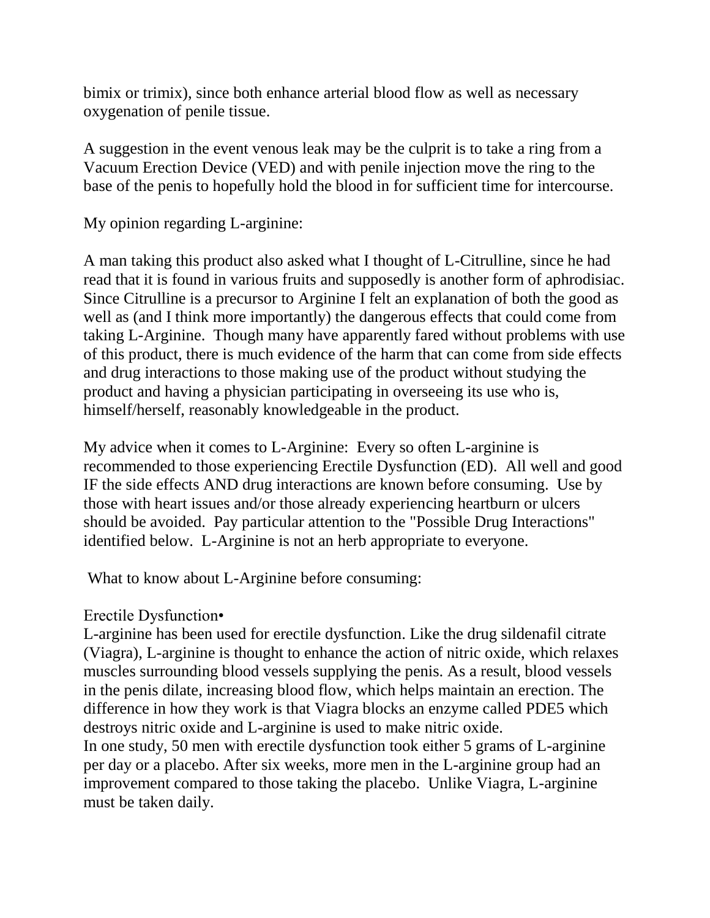bimix or trimix), since both enhance arterial blood flow as well as necessary oxygenation of penile tissue.

A suggestion in the event venous leak may be the culprit is to take a ring from a Vacuum Erection Device (VED) and with penile injection move the ring to the base of the penis to hopefully hold the blood in for sufficient time for intercourse.

My opinion regarding L-arginine:

A man taking this product also asked what I thought of L-Citrulline, since he had read that it is found in various fruits and supposedly is another form of aphrodisiac. Since Citrulline is a precursor to Arginine I felt an explanation of both the good as well as (and I think more importantly) the dangerous effects that could come from taking L-Arginine. Though many have apparently fared without problems with use of this product, there is much evidence of the harm that can come from side effects and drug interactions to those making use of the product without studying the product and having a physician participating in overseeing its use who is, himself/herself, reasonably knowledgeable in the product.

My advice when it comes to L-Arginine: Every so often L-arginine is recommended to those experiencing Erectile Dysfunction (ED). All well and good IF the side effects AND drug interactions are known before consuming. Use by those with heart issues and/or those already experiencing heartburn or ulcers should be avoided. Pay particular attention to the "Possible Drug Interactions" identified below. L-Arginine is not an herb appropriate to everyone.

What to know about L-Arginine before consuming:

Erectile Dysfunction•
L-arginine has been used for erectile dysfunction. Like the drug sildenafil citrate (Viagra), L-arginine is thought to enhance the action of nitric oxide, which relaxes muscles surrounding blood vessels supplying the penis. As a result, blood vessels in the penis dilate, increasing blood flow, which helps maintain an erection. The difference in how they work is that Viagra blocks an enzyme called PDE5 which destroys nitric oxide and L-arginine is used to make nitric oxide.
In one study, 50 men with erectile dysfunction took either 5 grams of L-arginine per day or a placebo. After six weeks, more men in the L-arginine group had an improvement compared to those taking the placebo. Unlike Viagra, L-arginine must be taken daily.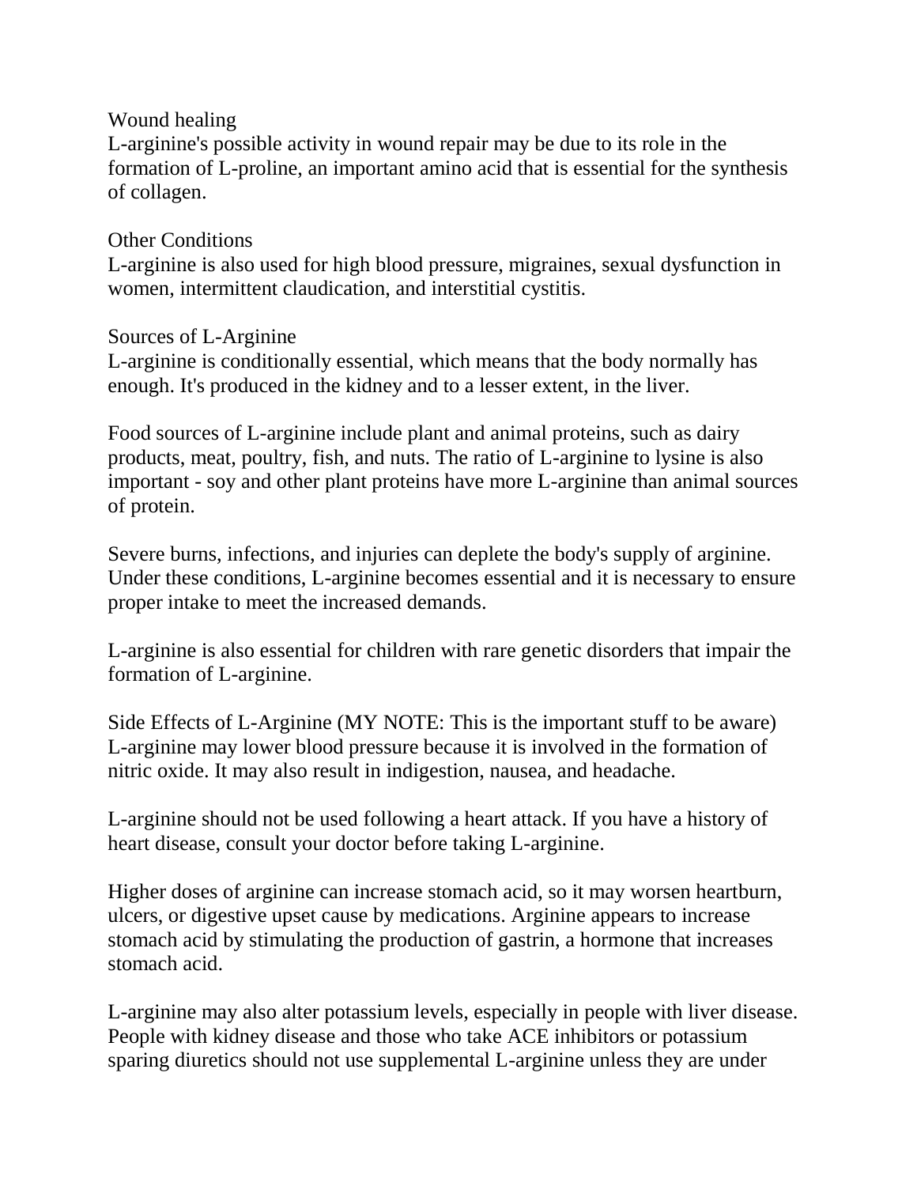Wound healing
L-arginine's possible activity in wound repair may be due to its role in the formation of L-proline, an important amino acid that is essential for the synthesis of collagen.

Other Conditions
L-arginine is also used for high blood pressure, migraines, sexual dysfunction in women, intermittent claudication, and interstitial cystitis.

Sources of L-Arginine
L-arginine is conditionally essential, which means that the body normally has enough. It's produced in the kidney and to a lesser extent, in the liver.

Food sources of L-arginine include plant and animal proteins, such as dairy products, meat, poultry, fish, and nuts. The ratio of L-arginine to lysine is also important - soy and other plant proteins have more L-arginine than animal sources of protein.

Severe burns, infections, and injuries can deplete the body's supply of arginine. Under these conditions, L-arginine becomes essential and it is necessary to ensure proper intake to meet the increased demands.

L-arginine is also essential for children with rare genetic disorders that impair the formation of L-arginine.

Side Effects of L-Arginine (MY NOTE: This is the important stuff to be aware)
L-arginine may lower blood pressure because it is involved in the formation of nitric oxide. It may also result in indigestion, nausea, and headache.

L-arginine should not be used following a heart attack. If you have a history of heart disease, consult your doctor before taking L-arginine.

Higher doses of arginine can increase stomach acid, so it may worsen heartburn, ulcers, or digestive upset cause by medications. Arginine appears to increase stomach acid by stimulating the production of gastrin, a hormone that increases stomach acid.

L-arginine may also alter potassium levels, especially in people with liver disease. People with kidney disease and those who take ACE inhibitors or potassium sparing diuretics should not use supplemental L-arginine unless they are under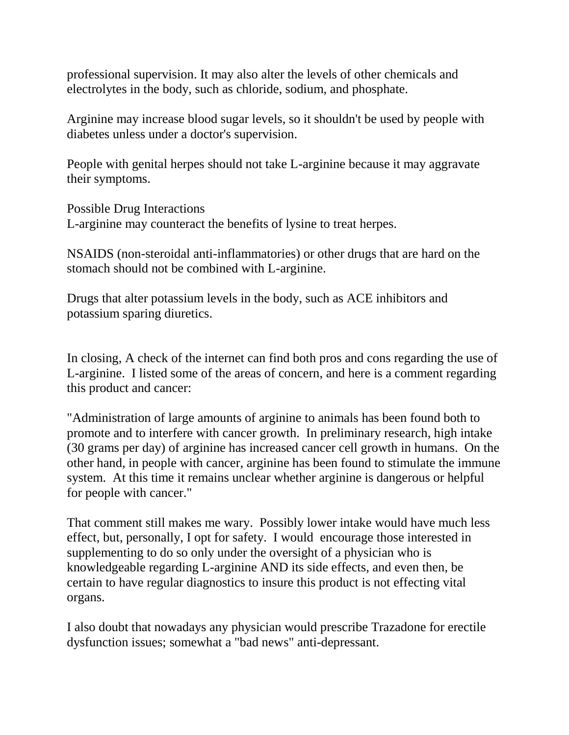professional supervision. It may also alter the levels of other chemicals and electrolytes in the body, such as chloride, sodium, and phosphate.

Arginine may increase blood sugar levels, so it shouldn't be used by people with diabetes unless under a doctor's supervision.

People with genital herpes should not take L-arginine because it may aggravate their symptoms.

Possible Drug Interactions
L-arginine may counteract the benefits of lysine to treat herpes.

NSAIDS (non-steroidal anti-inflammatories) or other drugs that are hard on the stomach should not be combined with L-arginine.

Drugs that alter potassium levels in the body, such as ACE inhibitors and potassium sparing diuretics.

In closing, A check of the internet can find both pros and cons regarding the use of L-arginine. I listed some of the areas of concern, and here is a comment regarding this product and cancer:

"Administration of large amounts of arginine to animals has been found both to promote and to interfere with cancer growth. In preliminary research, high intake (30 grams per day) of arginine has increased cancer cell growth in humans. On the other hand, in people with cancer, arginine has been found to stimulate the immune system. At this time it remains unclear whether arginine is dangerous or helpful for people with cancer."

That comment still makes me wary. Possibly lower intake would have much less effect, but, personally, I opt for safety. I would encourage those interested in supplementing to do so only under the oversight of a physician who is knowledgeable regarding L-arginine AND its side effects, and even then, be certain to have regular diagnostics to insure this product is not effecting vital organs.

I also doubt that nowadays any physician would prescribe Trazadone for erectile dysfunction issues; somewhat a "bad news" anti-depressant.